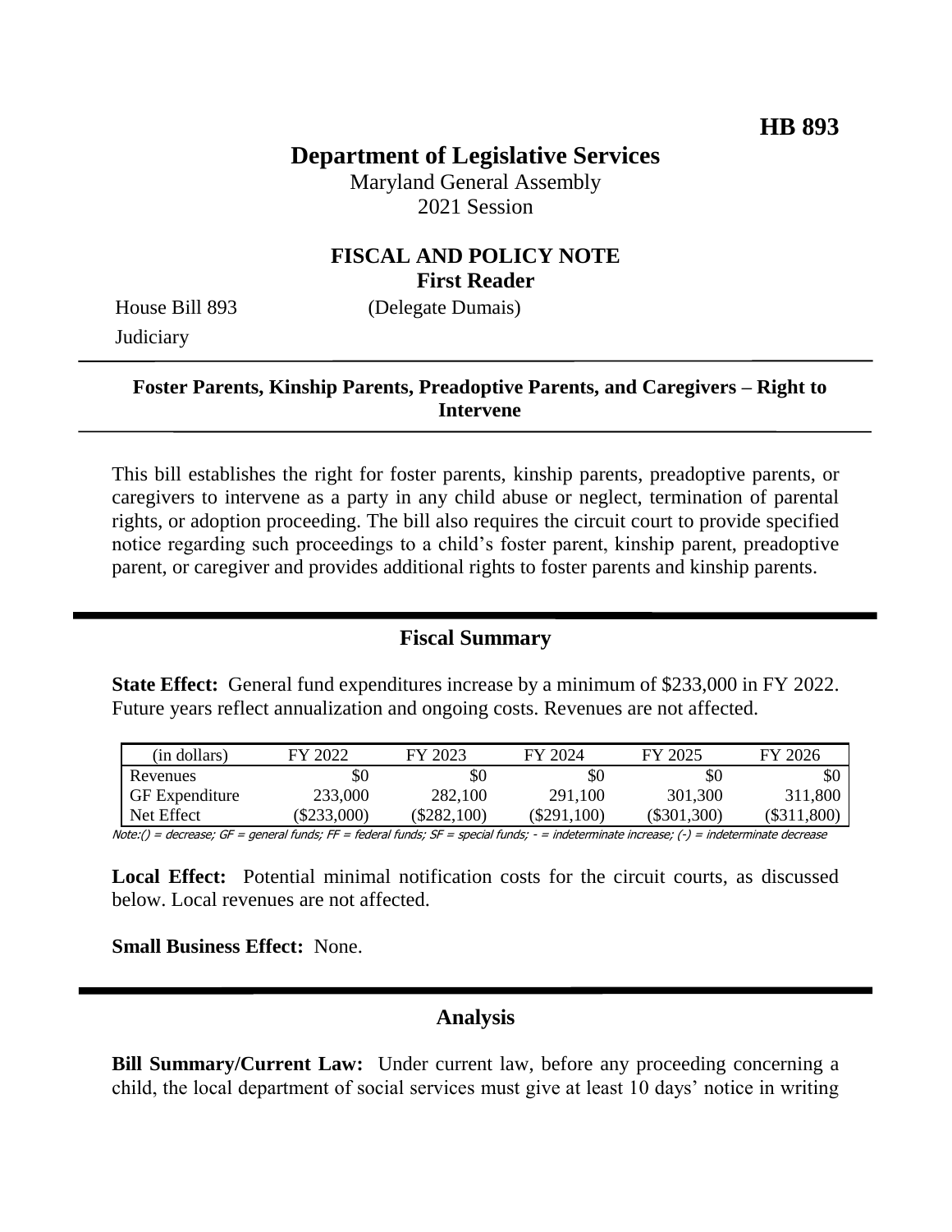**HB 893**

# Department of Legislative Services

Maryland General Assembly
2021 Session

## FISCAL AND POLICY NOTE
**First Reader**

House Bill 893 (Delegate Dumais)
Judiciary

**Foster Parents, Kinship Parents, Preadoptive Parents, and Caregivers – Right to Intervene**

This bill establishes the right for foster parents, kinship parents, preadoptive parents, or caregivers to intervene as a party in any child abuse or neglect, termination of parental rights, or adoption proceeding. The bill also requires the circuit court to provide specified notice regarding such proceedings to a child's foster parent, kinship parent, preadoptive parent, or caregiver and provides additional rights to foster parents and kinship parents.

## Fiscal Summary

**State Effect:** General fund expenditures increase by a minimum of $233,000 in FY 2022. Future years reflect annualization and ongoing costs. Revenues are not affected.

| (in dollars) | FY 2022 | FY 2023 | FY 2024 | FY 2025 | FY 2026 |
|---|---|---|---|---|---|
| Revenues | $0 | $0 | $0 | $0 | $0 |
| GF Expenditure | 233,000 | 282,100 | 291,100 | 301,300 | 311,800 |
| Net Effect | ($233,000) | ($282,100) | ($291,100) | ($301,300) | ($311,800) |

Note:() = decrease; GF = general funds; FF = federal funds; SF = special funds; - = indeterminate increase; (-) = indeterminate decrease

**Local Effect:** Potential minimal notification costs for the circuit courts, as discussed below. Local revenues are not affected.

**Small Business Effect:** None.

## Analysis

**Bill Summary/Current Law:** Under current law, before any proceeding concerning a child, the local department of social services must give at least 10 days' notice in writing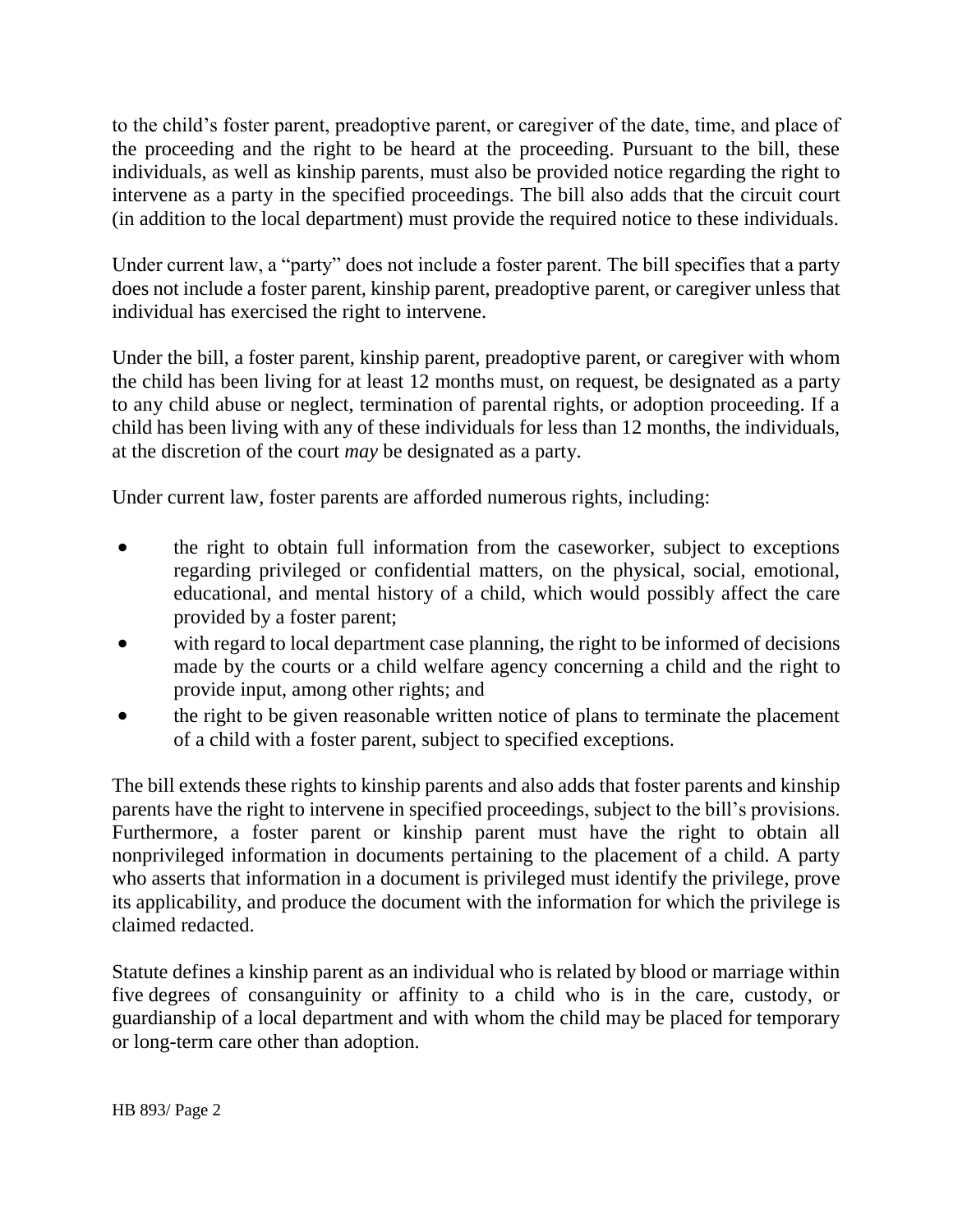to the child's foster parent, preadoptive parent, or caregiver of the date, time, and place of the proceeding and the right to be heard at the proceeding. Pursuant to the bill, these individuals, as well as kinship parents, must also be provided notice regarding the right to intervene as a party in the specified proceedings. The bill also adds that the circuit court (in addition to the local department) must provide the required notice to these individuals.

Under current law, a "party" does not include a foster parent. The bill specifies that a party does not include a foster parent, kinship parent, preadoptive parent, or caregiver unless that individual has exercised the right to intervene.

Under the bill, a foster parent, kinship parent, preadoptive parent, or caregiver with whom the child has been living for at least 12 months must, on request, be designated as a party to any child abuse or neglect, termination of parental rights, or adoption proceeding. If a child has been living with any of these individuals for less than 12 months, the individuals, at the discretion of the court *may* be designated as a party.

Under current law, foster parents are afforded numerous rights, including:

- the right to obtain full information from the caseworker, subject to exceptions regarding privileged or confidential matters, on the physical, social, emotional, educational, and mental history of a child, which would possibly affect the care provided by a foster parent;
- with regard to local department case planning, the right to be informed of decisions made by the courts or a child welfare agency concerning a child and the right to provide input, among other rights; and
- the right to be given reasonable written notice of plans to terminate the placement of a child with a foster parent, subject to specified exceptions.

The bill extends these rights to kinship parents and also adds that foster parents and kinship parents have the right to intervene in specified proceedings, subject to the bill's provisions. Furthermore, a foster parent or kinship parent must have the right to obtain all nonprivileged information in documents pertaining to the placement of a child. A party who asserts that information in a document is privileged must identify the privilege, prove its applicability, and produce the document with the information for which the privilege is claimed redacted.

Statute defines a kinship parent as an individual who is related by blood or marriage within five degrees of consanguinity or affinity to a child who is in the care, custody, or guardianship of a local department and with whom the child may be placed for temporary or long-term care other than adoption.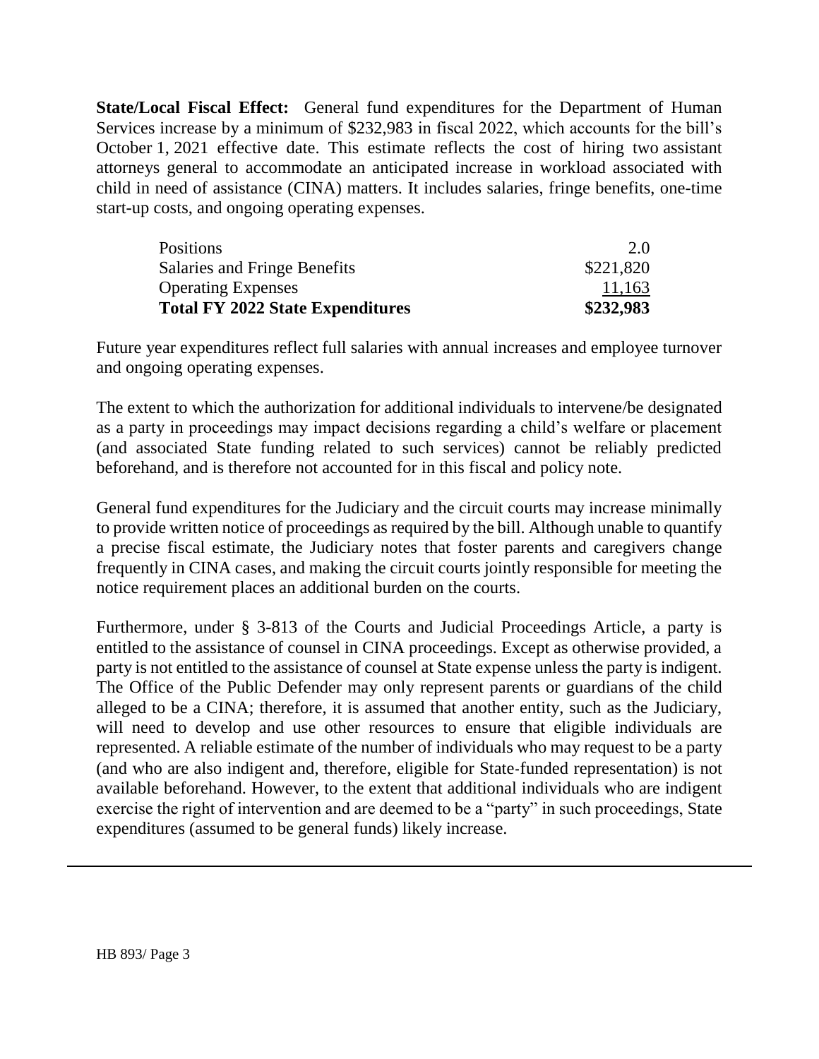**State/Local Fiscal Effect:** General fund expenditures for the Department of Human Services increase by a minimum of $232,983 in fiscal 2022, which accounts for the bill's October 1, 2021 effective date. This estimate reflects the cost of hiring two assistant attorneys general to accommodate an anticipated increase in workload associated with child in need of assistance (CINA) matters. It includes salaries, fringe benefits, one-time start-up costs, and ongoing operating expenses.

| | |
|---|---|
| Positions | 2.0 |
| Salaries and Fringe Benefits | $221,820 |
| Operating Expenses | 11,163 |
| **Total FY 2022 State Expenditures** | **$232,983** |

Future year expenditures reflect full salaries with annual increases and employee turnover and ongoing operating expenses.

The extent to which the authorization for additional individuals to intervene/be designated as a party in proceedings may impact decisions regarding a child's welfare or placement (and associated State funding related to such services) cannot be reliably predicted beforehand, and is therefore not accounted for in this fiscal and policy note.

General fund expenditures for the Judiciary and the circuit courts may increase minimally to provide written notice of proceedings as required by the bill. Although unable to quantify a precise fiscal estimate, the Judiciary notes that foster parents and caregivers change frequently in CINA cases, and making the circuit courts jointly responsible for meeting the notice requirement places an additional burden on the courts.

Furthermore, under § 3-813 of the Courts and Judicial Proceedings Article, a party is entitled to the assistance of counsel in CINA proceedings. Except as otherwise provided, a party is not entitled to the assistance of counsel at State expense unless the party is indigent. The Office of the Public Defender may only represent parents or guardians of the child alleged to be a CINA; therefore, it is assumed that another entity, such as the Judiciary, will need to develop and use other resources to ensure that eligible individuals are represented. A reliable estimate of the number of individuals who may request to be a party (and who are also indigent and, therefore, eligible for State-funded representation) is not available beforehand. However, to the extent that additional individuals who are indigent exercise the right of intervention and are deemed to be a "party" in such proceedings, State expenditures (assumed to be general funds) likely increase.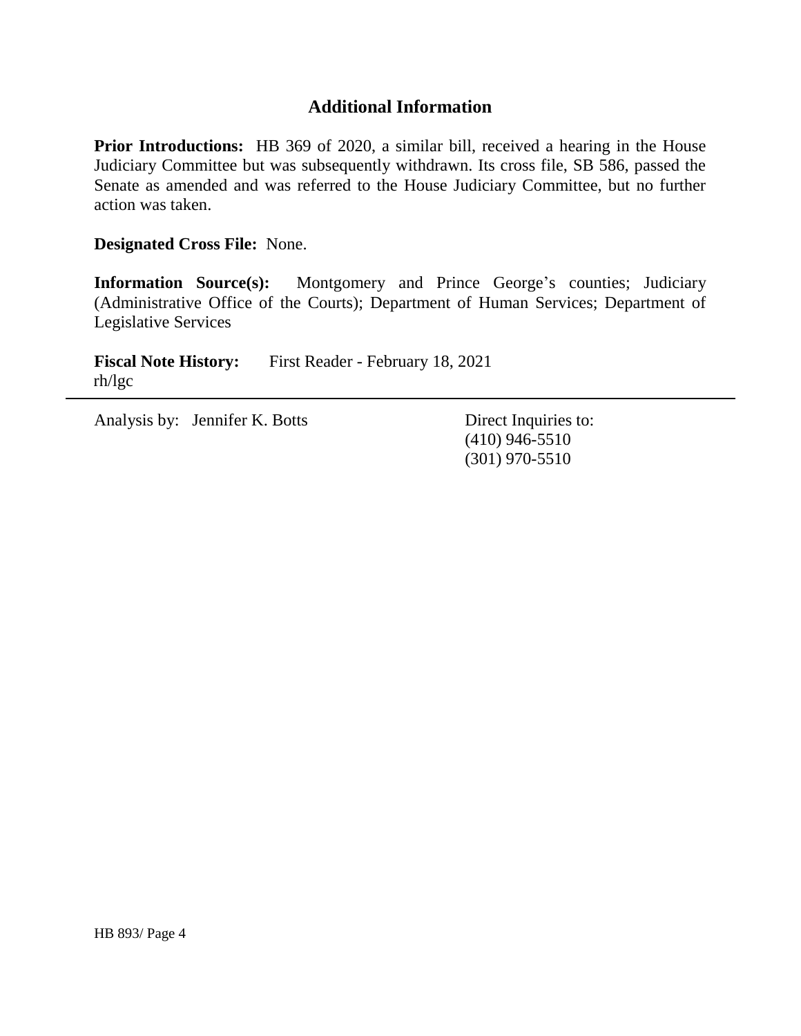## Additional Information

**Prior Introductions:** HB 369 of 2020, a similar bill, received a hearing in the House Judiciary Committee but was subsequently withdrawn. Its cross file, SB 586, passed the Senate as amended and was referred to the House Judiciary Committee, but no further action was taken.

**Designated Cross File:** None.

**Information Source(s):** Montgomery and Prince George's counties; Judiciary (Administrative Office of the Courts); Department of Human Services; Department of Legislative Services

**Fiscal Note History:** First Reader - February 18, 2021
rh/lgc

---

Analysis by: Jennifer K. Botts

Direct Inquiries to:
(410) 946-5510
(301) 970-5510